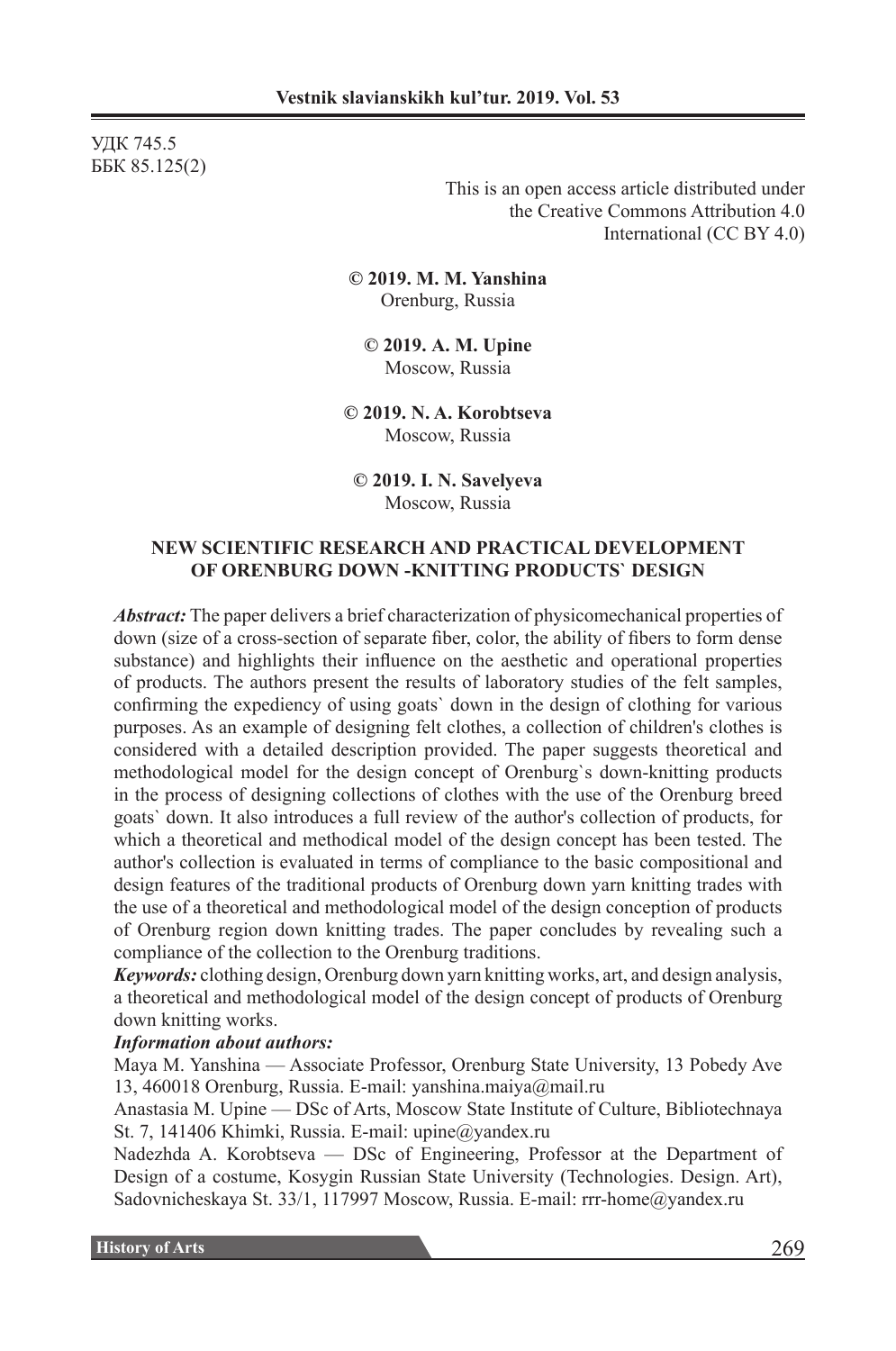УДК 745.5
ББК 85.125(2)

This is an open access article distributed under the Creative Commons Attribution 4.0 International (CC BY 4.0)

**© 2019. M. M. Yanshina**
Orenburg, Russia

**© 2019. A. M. Upine**
Moscow, Russia

**© 2019. N. A. Korobtseva**
Moscow, Russia

**© 2019. I. N. Savelyeva**
Moscow, Russia

# NEW SCIENTIFIC RESEARCH AND PRACTICAL DEVELOPMENT OF ORENBURG DOWN -KNITTING PRODUCTS` DESIGN

***Abstract:*** The paper delivers a brief characterization of physicomechanical properties of down (size of a cross-section of separate fiber, color, the ability of fibers to form dense substance) and highlights their influence on the aesthetic and operational properties of products. The authors present the results of laboratory studies of the felt samples, confirming the expediency of using goats` down in the design of clothing for various purposes. As an example of designing felt clothes, a collection of children's clothes is considered with a detailed description provided. The paper suggests theoretical and methodological model for the design concept of Orenburg`s down-knitting products in the process of designing collections of clothes with the use of the Orenburg breed goats` down. It also introduces a full review of the author's collection of products, for which a theoretical and methodical model of the design concept has been tested. The author's collection is evaluated in terms of compliance to the basic compositional and design features of the traditional products of Orenburg down yarn knitting trades with the use of a theoretical and methodological model of the design conception of products of Orenburg region down knitting trades. The paper concludes by revealing such a compliance of the collection to the Orenburg traditions.

***Keywords:*** clothing design, Orenburg down yarn knitting works, art, and design analysis, a theoretical and methodological model of the design concept of products of Orenburg down knitting works.

***Information about authors:***

Maya M. Yanshina — Associate Professor, Orenburg State University, 13 Pobedy Ave 13, 460018 Orenburg, Russia. E-mail: yanshina.maiya@mail.ru

Anastasia M. Upine — DSc of Arts, Moscow State Institute of Culture, Bibliotechnaya St. 7, 141406 Khimki, Russia. E-mail: upine@yandex.ru

Nadezhda A. Korobtseva — DSc of Engineering, Professor at the Department of Design of a costume, Kosygin Russian State University (Technologies. Design. Art), Sadovnicheskaya St. 33/1, 117997 Moscow, Russia. E-mail: rrr-home@yandex.ru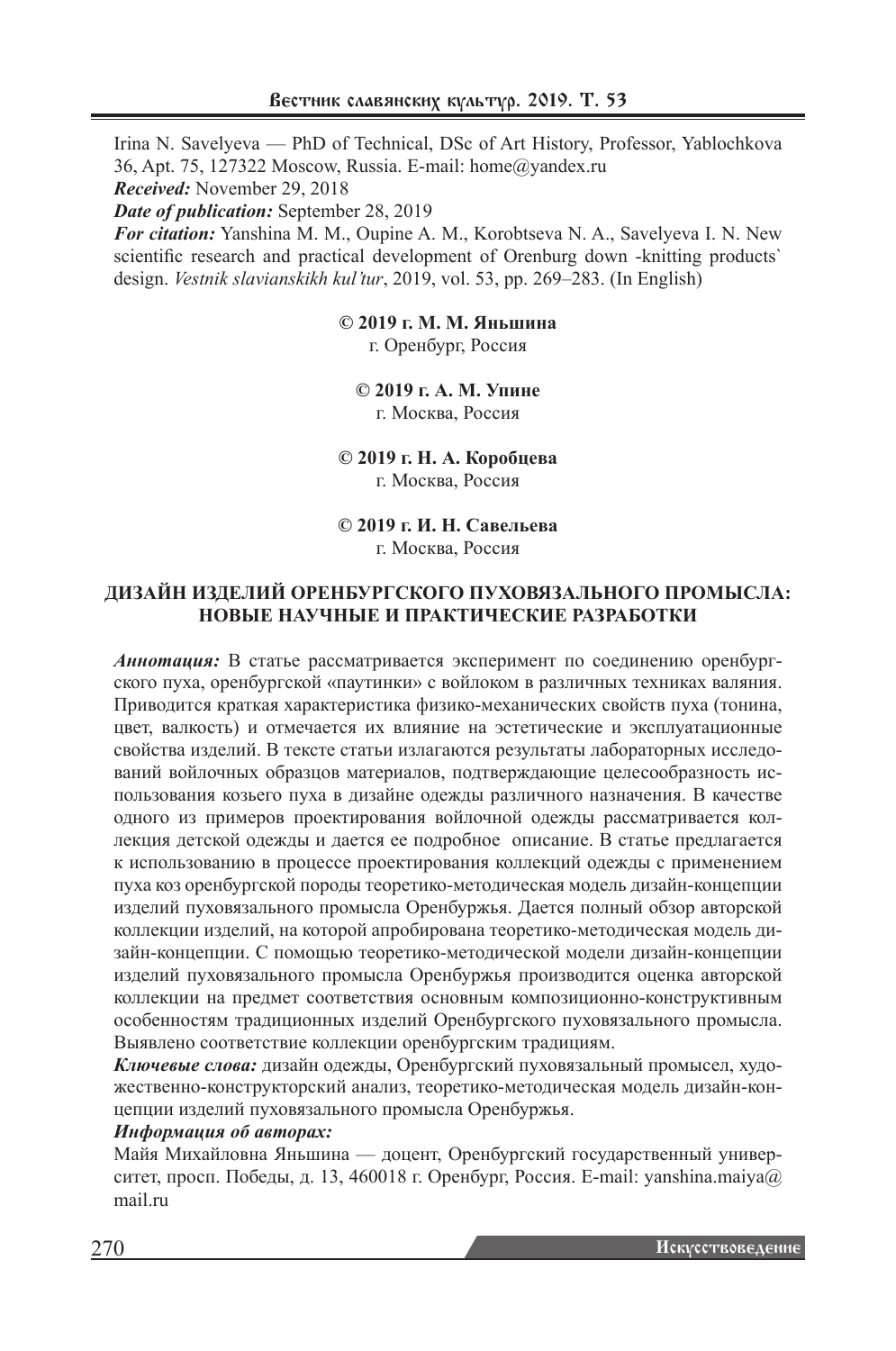Irina N. Savelyeva — PhD of Technical, DSc of Art History, Professor, Yablochkova 36, Apt. 75, 127322 Moscow, Russia. E-mail: home@yandex.ru

***Received:*** November 29, 2018

***Date of publication:*** September 28, 2019

***For citation:*** Yanshina M. M., Oupine A. M., Korobtseva N. A., Savelyeva I. N. New scientific research and practical development of Orenburg down -knitting products` design. *Vestnik slavianskikh kul'tur*, 2019, vol. 53, pp. 269–283. (In English)

**© 2019 г. М. М. Яньшина**
г. Оренбург, Россия

**© 2019 г. А. М. Упине**
г. Москва, Россия

**© 2019 г. Н. А. Коробцева**
г. Москва, Россия

**© 2019 г. И. Н. Савельева**
г. Москва, Россия

# ДИЗАЙН ИЗДЕЛИЙ ОРЕНБУРГСКОГО ПУХОВЯЗАЛЬНОГО ПРОМЫСЛА: НОВЫЕ НАУЧНЫЕ И ПРАКТИЧЕСКИЕ РАЗРАБОТКИ

***Аннотация:*** В статье рассматривается эксперимент по соединению оренбургского пуха, оренбургской «паутинки» с войлоком в различных техниках валяния. Приводится краткая характеристика физико-механических свойств пуха (тонина, цвет, валкость) и отмечается их влияние на эстетические и эксплуатационные свойства изделий. В тексте статьи излагаются результаты лабораторных исследований войлочных образцов материалов, подтверждающие целесообразность использования козьего пуха в дизайне одежды различного назначения. В качестве одного из примеров проектирования войлочной одежды рассматривается коллекция детской одежды и дается ее подробное описание. В статье предлагается к использованию в процессе проектирования коллекций одежды с применением пуха коз оренбургской породы теоретико-методическая модель дизайн-концепции изделий пуховязального промысла Оренбуржья. Дается полный обзор авторской коллекции изделий, на которой апробирована теоретико-методическая модель дизайн-концепции. С помощью теоретико-методической модели дизайн-концепции изделий пуховязального промысла Оренбуржья производится оценка авторской коллекции на предмет соответствия основным композиционно-конструктивным особенностям традиционных изделий Оренбургского пуховязального промысла. Выявлено соответствие коллекции оренбургским традициям.

***Ключевые слова:*** дизайн одежды, Оренбургский пуховязальный промысел, художественно-конструкторский анализ, теоретико-методическая модель дизайн-концепции изделий пуховязального промысла Оренбуржья.

***Информация об авторах:***

Майя Михайловна Яньшина — доцент, Оренбургский государственный университет, просп. Победы, д. 13, 460018 г. Оренбург, Россия. E-mail: yanshina.maiya@mail.ru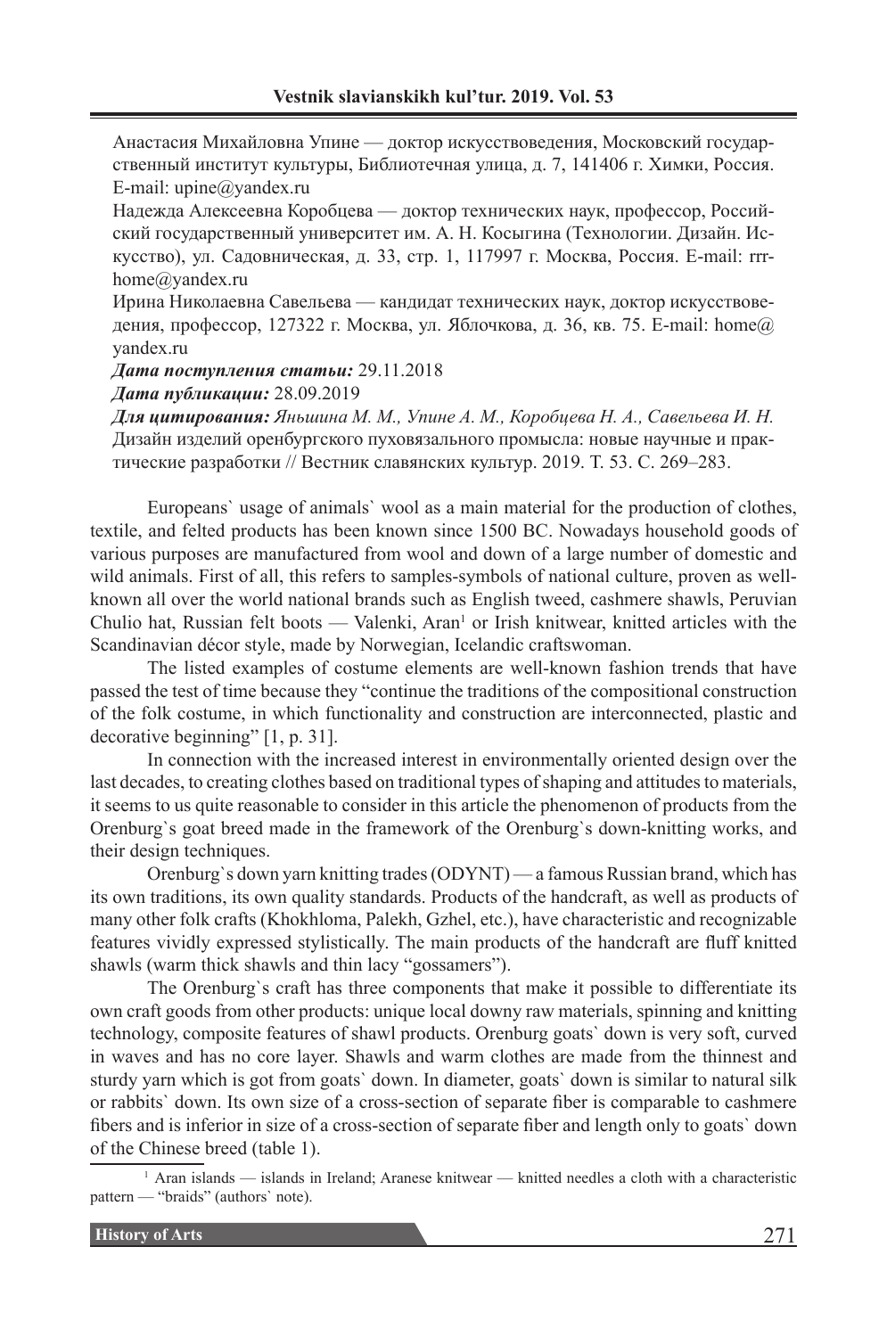Анастасия Михайловна Упине — доктор искусствоведения, Московский государственный институт культуры, Библиотечная улица, д. 7, 141406 г. Химки, Россия. E-mail: upine@yandex.ru

Надежда Алексеевна Коробцева — доктор технических наук, профессор, Российский государственный университет им. А. Н. Косыгина (Технологии. Дизайн. Искусство), ул. Садовническая, д. 33, стр. 1, 117997 г. Москва, Россия. E-mail: rrr-home@yandex.ru

Ирина Николаевна Савельева — кандидат технических наук, доктор искусствоведения, профессор, 127322 г. Москва, ул. Яблочкова, д. 36, кв. 75. E-mail: home@yandex.ru

***Дата поступления статьи:*** 29.11.2018

***Дата публикации:*** 28.09.2019

***Для цитирования:*** *Яньшина М. М., Упине А. М., Коробцева Н. А., Савельева И. Н.* Дизайн изделий оренбургского пуховязального промысла: новые научные и практические разработки // Вестник славянских культур. 2019. Т. 53. С. 269–283.

Europeans` usage of animals` wool as a main material for the production of clothes, textile, and felted products has been known since 1500 BC. Nowadays household goods of various purposes are manufactured from wool and down of a large number of domestic and wild animals. First of all, this refers to samples-symbols of national culture, proven as well-known all over the world national brands such as English tweed, cashmere shawls, Peruvian Chulio hat, Russian felt boots — Valenki, Aran[1] or Irish knitwear, knitted articles with the Scandinavian décor style, made by Norwegian, Icelandic craftswoman.

The listed examples of costume elements are well-known fashion trends that have passed the test of time because they "continue the traditions of the compositional construction of the folk costume, in which functionality and construction are interconnected, plastic and decorative beginning" [1, p. 31].

In connection with the increased interest in environmentally oriented design over the last decades, to creating clothes based on traditional types of shaping and attitudes to materials, it seems to us quite reasonable to consider in this article the phenomenon of products from the Orenburg`s goat breed made in the framework of the Orenburg`s down-knitting works, and their design techniques.

Orenburg`s down yarn knitting trades (ODYNT) — a famous Russian brand, which has its own traditions, its own quality standards. Products of the handcraft, as well as products of many other folk crafts (Khokhloma, Palekh, Gzhel, etc.), have characteristic and recognizable features vividly expressed stylistically. The main products of the handcraft are fluff knitted shawls (warm thick shawls and thin lacy "gossamers").

The Orenburg`s craft has three components that make it possible to differentiate its own craft goods from other products: unique local downy raw materials, spinning and knitting technology, composite features of shawl products. Orenburg goats` down is very soft, curved in waves and has no core layer. Shawls and warm clothes are made from the thinnest and sturdy yarn which is got from goats` down. In diameter, goats` down is similar to natural silk or rabbits` down. Its own size of a cross-section of separate fiber is comparable to cashmere fibers and is inferior in size of a cross-section of separate fiber and length only to goats` down of the Chinese breed (table 1).

[1] Aran islands — islands in Ireland; Aranese knitwear — knitted needles a cloth with a characteristic pattern — "braids" (authors` note).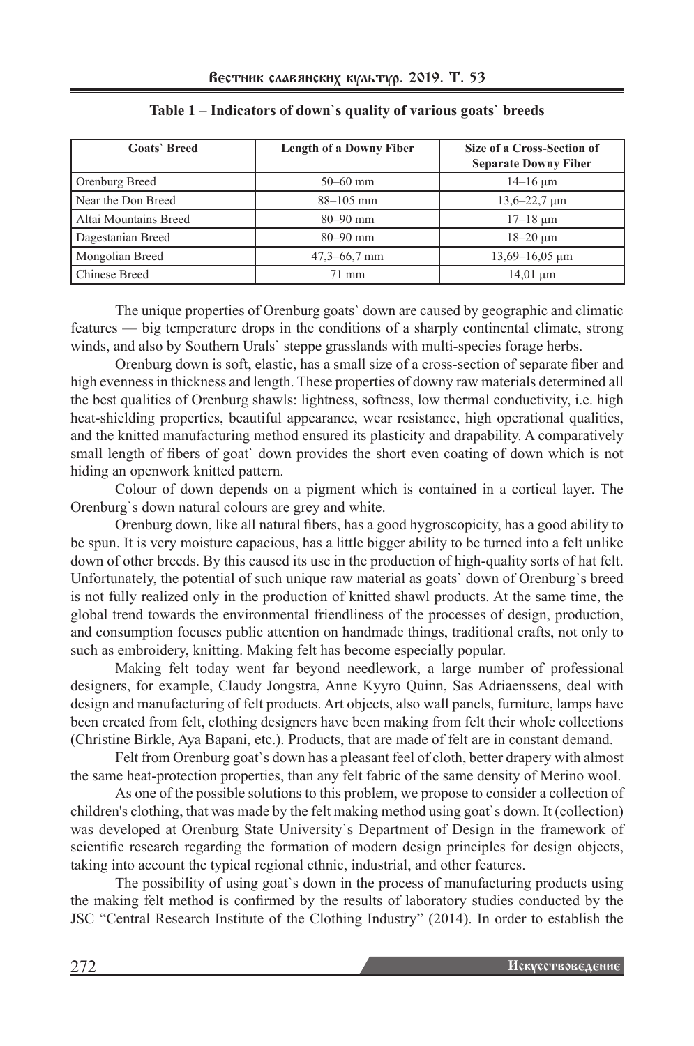**Table 1 – Indicators of down`s quality of various goats` breeds**

| Goats` Breed | Length of a Downy Fiber | Size of a Cross-Section of Separate Downy Fiber |
|---|---|---|
| Orenburg Breed | 50–60 mm | 14–16 μm |
| Near the Don Breed | 88–105 mm | 13,6–22,7 μm |
| Altai Mountains Breed | 80–90 mm | 17–18 μm |
| Dagestanian Breed | 80–90 mm | 18–20 μm |
| Mongolian Breed | 47,3–66,7 mm | 13,69–16,05 μm |
| Chinese Breed | 71 mm | 14,01 μm |

The unique properties of Orenburg goats` down are caused by geographic and climatic features — big temperature drops in the conditions of a sharply continental climate, strong winds, and also by Southern Urals` steppe grasslands with multi-species forage herbs.

Orenburg down is soft, elastic, has a small size of a cross-section of separate fiber and high evenness in thickness and length. These properties of downy raw materials determined all the best qualities of Orenburg shawls: lightness, softness, low thermal conductivity, i.e. high heat-shielding properties, beautiful appearance, wear resistance, high operational qualities, and the knitted manufacturing method ensured its plasticity and drapability. A comparatively small length of fibers of goat` down provides the short even coating of down which is not hiding an openwork knitted pattern.

Colour of down depends on a pigment which is contained in a cortical layer. The Orenburg`s down natural colours are grey and white.

Orenburg down, like all natural fibers, has a good hygroscopicity, has a good ability to be spun. It is very moisture capacious, has a little bigger ability to be turned into a felt unlike down of other breeds. By this caused its use in the production of high-quality sorts of hat felt. Unfortunately, the potential of such unique raw material as goats` down of Orenburg`s breed is not fully realized only in the production of knitted shawl products. At the same time, the global trend towards the environmental friendliness of the processes of design, production, and consumption focuses public attention on handmade things, traditional crafts, not only to such as embroidery, knitting. Making felt has become especially popular.

Making felt today went far beyond needlework, a large number of professional designers, for example, Claudy Jongstra, Anne Kyyro Quinn, Sas Adriaenssens, deal with design and manufacturing of felt products. Art objects, also wall panels, furniture, lamps have been created from felt, clothing designers have been making from felt their whole collections (Christine Birkle, Aya Bapani, etc.). Products, that are made of felt are in constant demand.

Felt from Orenburg goat`s down has a pleasant feel of cloth, better drapery with almost the same heat-protection properties, than any felt fabric of the same density of Merino wool.

As one of the possible solutions to this problem, we propose to consider a collection of children's clothing, that was made by the felt making method using goat`s down. It (collection) was developed at Orenburg State University`s Department of Design in the framework of scientific research regarding the formation of modern design principles for design objects, taking into account the typical regional ethnic, industrial, and other features.

The possibility of using goat`s down in the process of manufacturing products using the making felt method is confirmed by the results of laboratory studies conducted by the JSC "Central Research Institute of the Clothing Industry" (2014). In order to establish the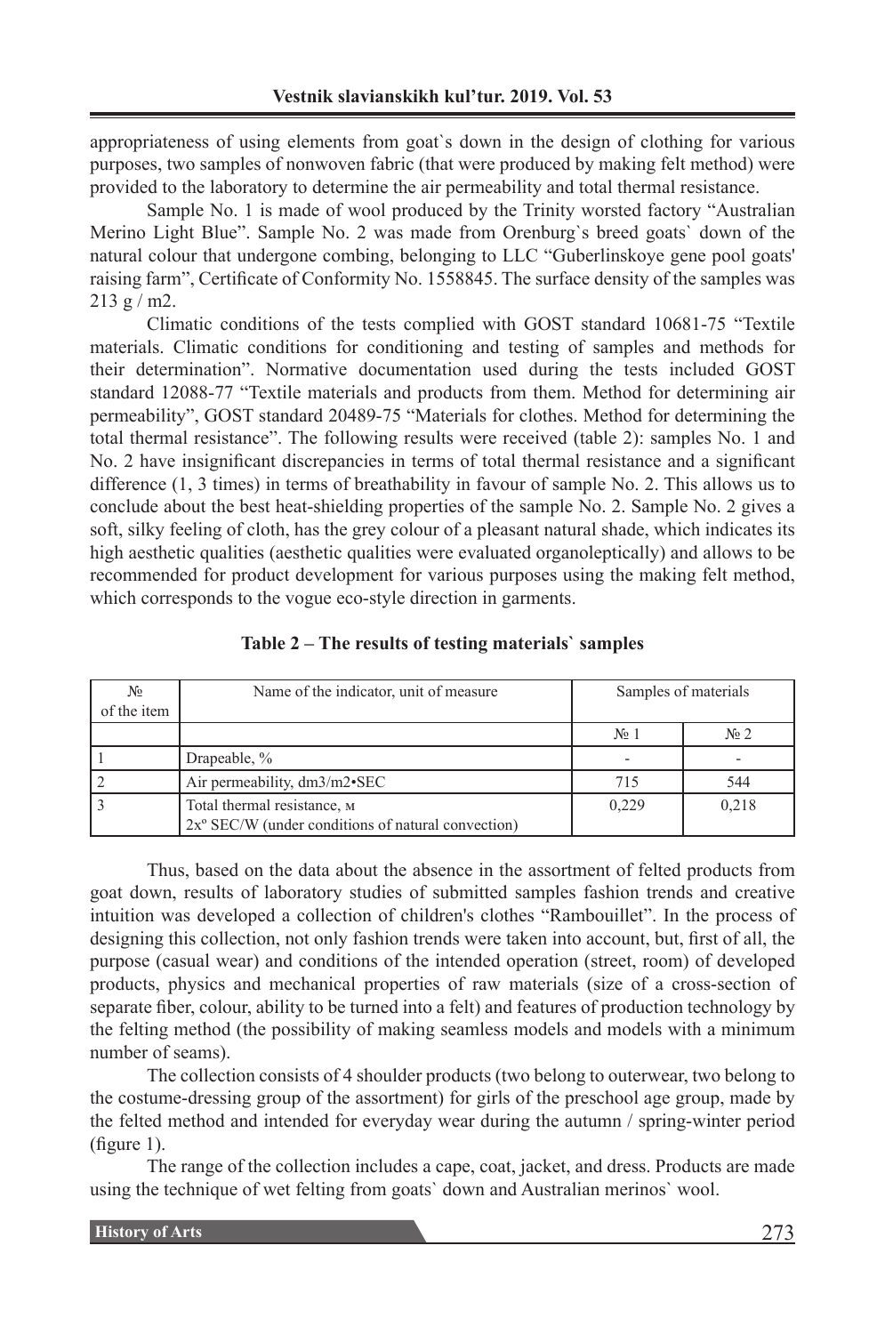appropriateness of using elements from goat`s down in the design of clothing for various purposes, two samples of nonwoven fabric (that were produced by making felt method) were provided to the laboratory to determine the air permeability and total thermal resistance.

Sample No. 1 is made of wool produced by the Trinity worsted factory "Australian Merino Light Blue". Sample No. 2 was made from Orenburg`s breed goats` down of the natural colour that undergone combing, belonging to LLC "Guberlinskoye gene pool goats' raising farm", Certificate of Conformity No. 1558845. The surface density of the samples was 213 g / m2.

Climatic conditions of the tests complied with GOST standard 10681-75 "Textile materials. Climatic conditions for conditioning and testing of samples and methods for their determination". Normative documentation used during the tests included GOST standard 12088-77 "Textile materials and products from them. Method for determining air permeability", GOST standard 20489-75 "Materials for clothes. Method for determining the total thermal resistance". The following results were received (table 2): samples No. 1 and No. 2 have insignificant discrepancies in terms of total thermal resistance and a significant difference (1, 3 times) in terms of breathability in favour of sample No. 2. This allows us to conclude about the best heat-shielding properties of the sample No. 2. Sample No. 2 gives a soft, silky feeling of cloth, has the grey colour of a pleasant natural shade, which indicates its high aesthetic qualities (aesthetic qualities were evaluated organoleptically) and allows to be recommended for product development for various purposes using the making felt method, which corresponds to the vogue eco-style direction in garments.

**Table 2 – The results of testing materials` samples**

| № of the item | Name of the indicator, unit of measure | Samples of materials | |
|---|---|---|---|
| | | № 1 | № 2 |
| 1 | Drapeable, % | - | - |
| 2 | Air permeability, dm3/m2•SEC | 715 | 544 |
| 3 | Total thermal resistance, м 2xº SEC/W (under conditions of natural convection) | 0,229 | 0,218 |

Thus, based on the data about the absence in the assortment of felted products from goat down, results of laboratory studies of submitted samples fashion trends and creative intuition was developed a collection of children's clothes "Rambouillet". In the process of designing this collection, not only fashion trends were taken into account, but, first of all, the purpose (casual wear) and conditions of the intended operation (street, room) of developed products, physics and mechanical properties of raw materials (size of a cross-section of separate fiber, colour, ability to be turned into a felt) and features of production technology by the felting method (the possibility of making seamless models and models with a minimum number of seams).

The collection consists of 4 shoulder products (two belong to outerwear, two belong to the costume-dressing group of the assortment) for girls of the preschool age group, made by the felted method and intended for everyday wear during the autumn / spring-winter period (figure 1).

The range of the collection includes a cape, coat, jacket, and dress. Products are made using the technique of wet felting from goats` down and Australian merinos` wool.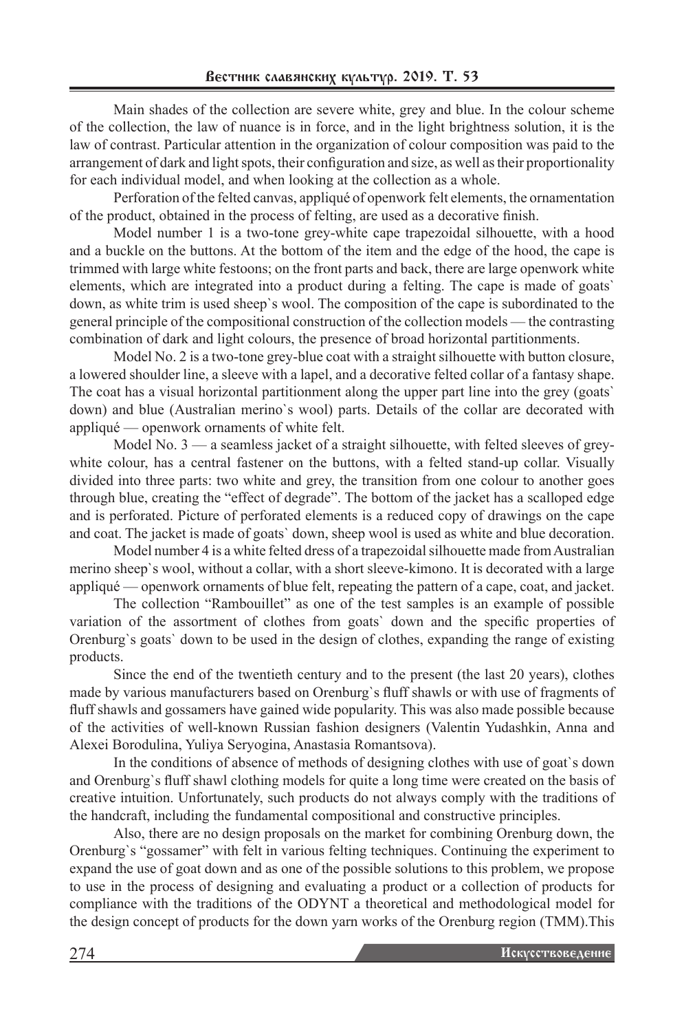Main shades of the collection are severe white, grey and blue. In the colour scheme of the collection, the law of nuance is in force, and in the light brightness solution, it is the law of contrast. Particular attention in the organization of colour composition was paid to the arrangement of dark and light spots, their configuration and size, as well as their proportionality for each individual model, and when looking at the collection as a whole.

Perforation of the felted canvas, appliqué of openwork felt elements, the ornamentation of the product, obtained in the process of felting, are used as a decorative finish.

Model number 1 is a two-tone grey-white cape trapezoidal silhouette, with a hood and a buckle on the buttons. At the bottom of the item and the edge of the hood, the cape is trimmed with large white festoons; on the front parts and back, there are large openwork white elements, which are integrated into a product during a felting. The cape is made of goats` down, as white trim is used sheep`s wool. The composition of the cape is subordinated to the general principle of the compositional construction of the collection models — the contrasting combination of dark and light colours, the presence of broad horizontal partitionments.

Model No. 2 is a two-tone grey-blue coat with a straight silhouette with button closure, a lowered shoulder line, a sleeve with a lapel, and a decorative felted collar of a fantasy shape. The coat has a visual horizontal partitionment along the upper part line into the grey (goats` down) and blue (Australian merino`s wool) parts. Details of the collar are decorated with appliqué — openwork ornaments of white felt.

Model No. 3 — a seamless jacket of a straight silhouette, with felted sleeves of grey-white colour, has a central fastener on the buttons, with a felted stand-up collar. Visually divided into three parts: two white and grey, the transition from one colour to another goes through blue, creating the "effect of degrade". The bottom of the jacket has a scalloped edge and is perforated. Picture of perforated elements is a reduced copy of drawings on the cape and coat. The jacket is made of goats` down, sheep wool is used as white and blue decoration.

Model number 4 is a white felted dress of a trapezoidal silhouette made from Australian merino sheep`s wool, without a collar, with a short sleeve-kimono. It is decorated with a large appliqué — openwork ornaments of blue felt, repeating the pattern of a cape, coat, and jacket.

The collection "Rambouillet" as one of the test samples is an example of possible variation of the assortment of clothes from goats` down and the specific properties of Orenburg`s goats` down to be used in the design of clothes, expanding the range of existing products.

Since the end of the twentieth century and to the present (the last 20 years), clothes made by various manufacturers based on Orenburg`s fluff shawls or with use of fragments of fluff shawls and gossamers have gained wide popularity. This was also made possible because of the activities of well-known Russian fashion designers (Valentin Yudashkin, Anna and Alexei Borodulina, Yuliya Seryogina, Anastasia Romantsova).

In the conditions of absence of methods of designing clothes with use of goat`s down and Orenburg`s fluff shawl clothing models for quite a long time were created on the basis of creative intuition. Unfortunately, such products do not always comply with the traditions of the handcraft, including the fundamental compositional and constructive principles.

Also, there are no design proposals on the market for combining Orenburg down, the Orenburg`s "gossamer" with felt in various felting techniques. Continuing the experiment to expand the use of goat down and as one of the possible solutions to this problem, we propose to use in the process of designing and evaluating a product or a collection of products for compliance with the traditions of the ODYNT a theoretical and methodological model for the design concept of products for the down yarn works of the Orenburg region (TMM).This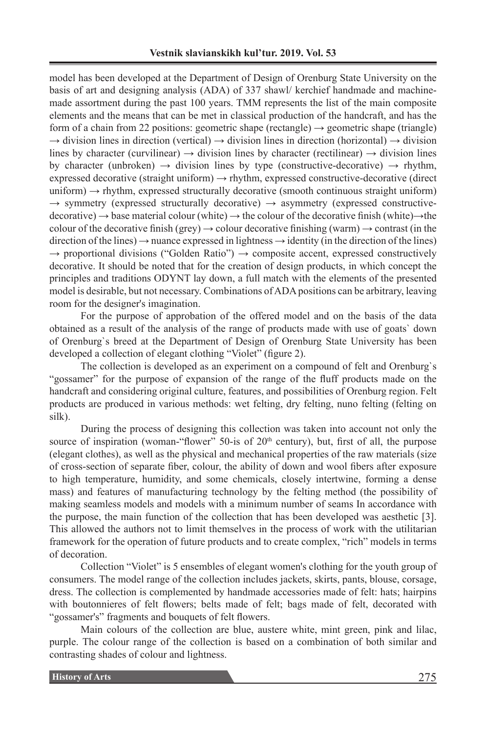model has been developed at the Department of Design of Orenburg State University on the basis of art and designing analysis (ADA) of 337 shawl/ kerchief handmade and machine-made assortment during the past 100 years. TMM represents the list of the main composite elements and the means that can be met in classical production of the handcraft, and has the form of a chain from 22 positions: geometric shape (rectangle) → geometric shape (triangle) → division lines in direction (vertical) → division lines in direction (horizontal) → division lines by character (curvilinear) → division lines by character (rectilinear) → division lines by character (unbroken) → division lines by type (constructive-decorative) → rhythm, expressed decorative (straight uniform) → rhythm, expressed constructive-decorative (direct uniform) → rhythm, expressed structurally decorative (smooth continuous straight uniform) → symmetry (expressed structurally decorative) → asymmetry (expressed constructive-decorative) → base material colour (white) → the colour of the decorative finish (white)→the colour of the decorative finish (grey) → colour decorative finishing (warm) → contrast (in the direction of the lines) → nuance expressed in lightness → identity (in the direction of the lines) → proportional divisions ("Golden Ratio") → composite accent, expressed constructively decorative. It should be noted that for the creation of design products, in which concept the principles and traditions ODYNT lay down, a full match with the elements of the presented model is desirable, but not necessary. Combinations of ADA positions can be arbitrary, leaving room for the designer's imagination.

For the purpose of approbation of the offered model and on the basis of the data obtained as a result of the analysis of the range of products made with use of goats` down of Orenburg`s breed at the Department of Design of Orenburg State University has been developed a collection of elegant clothing "Violet" (figure 2).

The collection is developed as an experiment on a compound of felt and Orenburg`s "gossamer" for the purpose of expansion of the range of the fluff products made on the handcraft and considering original culture, features, and possibilities of Orenburg region. Felt products are produced in various methods: wet felting, dry felting, nuno felting (felting on silk).

During the process of designing this collection was taken into account not only the source of inspiration (woman-"flower" 50-is of 20th century), but, first of all, the purpose (elegant clothes), as well as the physical and mechanical properties of the raw materials (size of cross-section of separate fiber, colour, the ability of down and wool fibers after exposure to high temperature, humidity, and some chemicals, closely intertwine, forming a dense mass) and features of manufacturing technology by the felting method (the possibility of making seamless models and models with a minimum number of seams In accordance with the purpose, the main function of the collection that has been developed was aesthetic [3]. This allowed the authors not to limit themselves in the process of work with the utilitarian framework for the operation of future products and to create complex, "rich" models in terms of decoration.

Collection "Violet" is 5 ensembles of elegant women's clothing for the youth group of consumers. The model range of the collection includes jackets, skirts, pants, blouse, corsage, dress. The collection is complemented by handmade accessories made of felt: hats; hairpins with boutonnieres of felt flowers; belts made of felt; bags made of felt, decorated with "gossamer's" fragments and bouquets of felt flowers.

Main colours of the collection are blue, austere white, mint green, pink and lilac, purple. The colour range of the collection is based on a combination of both similar and contrasting shades of colour and lightness.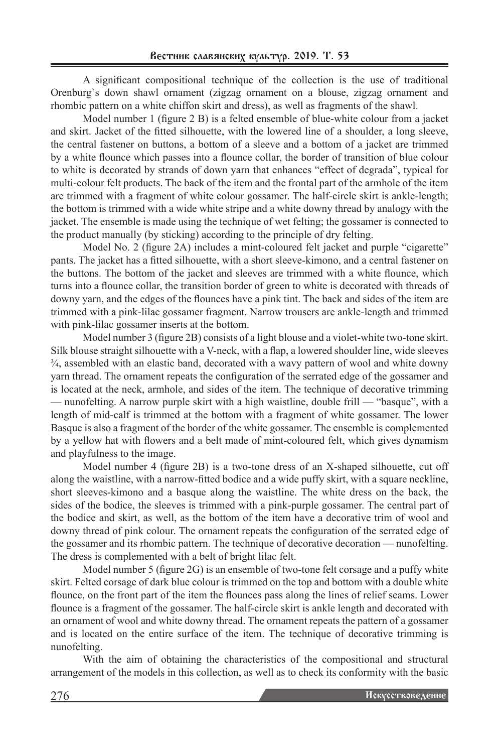A significant compositional technique of the collection is the use of traditional Orenburg`s down shawl ornament (zigzag ornament on a blouse, zigzag ornament and rhombic pattern on a white chiffon skirt and dress), as well as fragments of the shawl.

Model number 1 (figure 2 B) is a felted ensemble of blue-white colour from a jacket and skirt. Jacket of the fitted silhouette, with the lowered line of a shoulder, a long sleeve, the central fastener on buttons, a bottom of a sleeve and a bottom of a jacket are trimmed by a white flounce which passes into a flounce collar, the border of transition of blue colour to white is decorated by strands of down yarn that enhances "effect of degrada", typical for multi-colour felt products. The back of the item and the frontal part of the armhole of the item are trimmed with a fragment of white colour gossamer. The half-circle skirt is ankle-length; the bottom is trimmed with a wide white stripe and a white downy thread by analogy with the jacket. The ensemble is made using the technique of wet felting; the gossamer is connected to the product manually (by sticking) according to the principle of dry felting.

Model No. 2 (figure 2A) includes a mint-coloured felt jacket and purple "cigarette" pants. The jacket has a fitted silhouette, with a short sleeve-kimono, and a central fastener on the buttons. The bottom of the jacket and sleeves are trimmed with a white flounce, which turns into a flounce collar, the transition border of green to white is decorated with threads of downy yarn, and the edges of the flounces have a pink tint. The back and sides of the item are trimmed with a pink-lilac gossamer fragment. Narrow trousers are ankle-length and trimmed with pink-lilac gossamer inserts at the bottom.

Model number 3 (figure 2B) consists of a light blouse and a violet-white two-tone skirt. Silk blouse straight silhouette with a V-neck, with a flap, a lowered shoulder line, wide sleeves ¾, assembled with an elastic band, decorated with a wavy pattern of wool and white downy yarn thread. The ornament repeats the configuration of the serrated edge of the gossamer and is located at the neck, armhole, and sides of the item. The technique of decorative trimming — nunofelting. A narrow purple skirt with a high waistline, double frill — "basque", with a length of mid-calf is trimmed at the bottom with a fragment of white gossamer. The lower Basque is also a fragment of the border of the white gossamer. The ensemble is complemented by a yellow hat with flowers and a belt made of mint-coloured felt, which gives dynamism and playfulness to the image.

Model number 4 (figure 2B) is a two-tone dress of an X-shaped silhouette, cut off along the waistline, with a narrow-fitted bodice and a wide puffy skirt, with a square neckline, short sleeves-kimono and a basque along the waistline. The white dress on the back, the sides of the bodice, the sleeves is trimmed with a pink-purple gossamer. The central part of the bodice and skirt, as well, as the bottom of the item have a decorative trim of wool and downy thread of pink colour. The ornament repeats the configuration of the serrated edge of the gossamer and its rhombic pattern. The technique of decorative decoration — nunofelting. The dress is complemented with a belt of bright lilac felt.

Model number 5 (figure 2G) is an ensemble of two-tone felt corsage and a puffy white skirt. Felted corsage of dark blue colour is trimmed on the top and bottom with a double white flounce, on the front part of the item the flounces pass along the lines of relief seams. Lower flounce is a fragment of the gossamer. The half-circle skirt is ankle length and decorated with an ornament of wool and white downy thread. The ornament repeats the pattern of a gossamer and is located on the entire surface of the item. The technique of decorative trimming is nunofelting.

With the aim of obtaining the characteristics of the compositional and structural arrangement of the models in this collection, as well as to check its conformity with the basic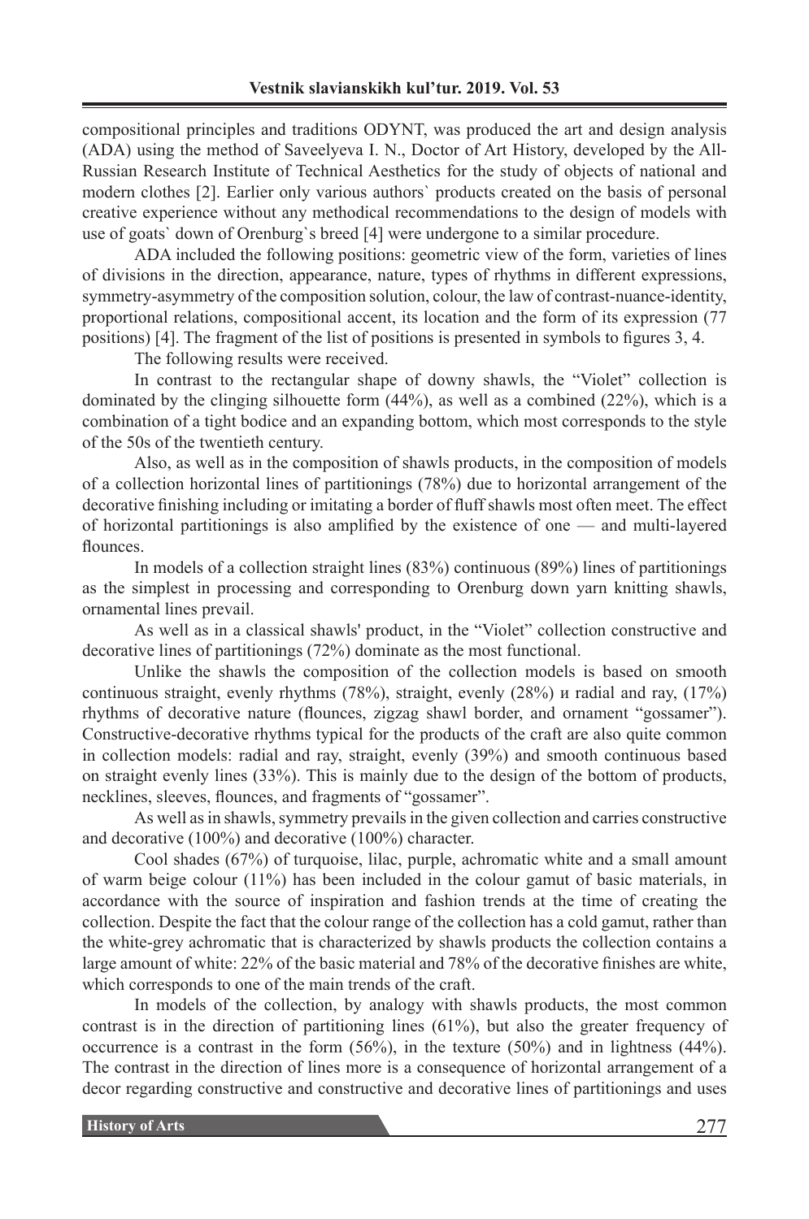compositional principles and traditions ODYNT, was produced the art and design analysis (ADA) using the method of Saveelyeva I. N., Doctor of Art History, developed by the All-Russian Research Institute of Technical Aesthetics for the study of objects of national and modern clothes [2]. Earlier only various authors` products created on the basis of personal creative experience without any methodical recommendations to the design of models with use of goats` down of Orenburg`s breed [4] were undergone to a similar procedure.

ADA included the following positions: geometric view of the form, varieties of lines of divisions in the direction, appearance, nature, types of rhythms in different expressions, symmetry-asymmetry of the composition solution, colour, the law of contrast-nuance-identity, proportional relations, compositional accent, its location and the form of its expression (77 positions) [4]. The fragment of the list of positions is presented in symbols to figures 3, 4.

The following results were received.

In contrast to the rectangular shape of downy shawls, the "Violet" collection is dominated by the clinging silhouette form (44%), as well as a combined (22%), which is a combination of a tight bodice and an expanding bottom, which most corresponds to the style of the 50s of the twentieth century.

Also, as well as in the composition of shawls products, in the composition of models of a collection horizontal lines of partitionings (78%) due to horizontal arrangement of the decorative finishing including or imitating a border of fluff shawls most often meet. The effect of horizontal partitionings is also amplified by the existence of one — and multi-layered flounces.

In models of a collection straight lines (83%) continuous (89%) lines of partitionings as the simplest in processing and corresponding to Orenburg down yarn knitting shawls, ornamental lines prevail.

As well as in a classical shawls' product, in the "Violet" collection constructive and decorative lines of partitionings (72%) dominate as the most functional.

Unlike the shawls the composition of the collection models is based on smooth continuous straight, evenly rhythms (78%), straight, evenly (28%) и radial and ray, (17%) rhythms of decorative nature (flounces, zigzag shawl border, and ornament "gossamer"). Constructive-decorative rhythms typical for the products of the craft are also quite common in collection models: radial and ray, straight, evenly (39%) and smooth continuous based on straight evenly lines (33%). This is mainly due to the design of the bottom of products, necklines, sleeves, flounces, and fragments of "gossamer".

As well as in shawls, symmetry prevails in the given collection and carries constructive and decorative (100%) and decorative (100%) character.

Cool shades (67%) of turquoise, lilac, purple, achromatic white and a small amount of warm beige colour (11%) has been included in the colour gamut of basic materials, in accordance with the source of inspiration and fashion trends at the time of creating the collection. Despite the fact that the colour range of the collection has a cold gamut, rather than the white-grey achromatic that is characterized by shawls products the collection contains a large amount of white: 22% of the basic material and 78% of the decorative finishes are white, which corresponds to one of the main trends of the craft.

In models of the collection, by analogy with shawls products, the most common contrast is in the direction of partitioning lines (61%), but also the greater frequency of occurrence is a contrast in the form (56%), in the texture (50%) and in lightness (44%). The contrast in the direction of lines more is a consequence of horizontal arrangement of a decor regarding constructive and constructive and decorative lines of partitionings and uses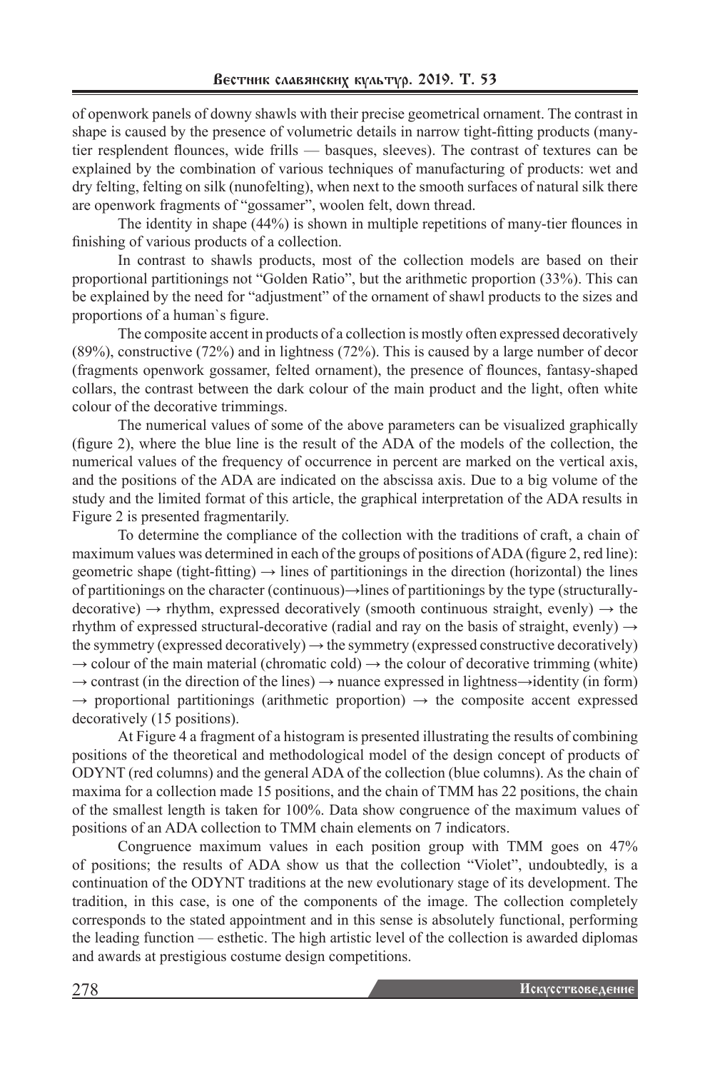of openwork panels of downy shawls with their precise geometrical ornament. The contrast in shape is caused by the presence of volumetric details in narrow tight-fitting products (many-tier resplendent flounces, wide frills — basques, sleeves). The contrast of textures can be explained by the combination of various techniques of manufacturing of products: wet and dry felting, felting on silk (nunofelting), when next to the smooth surfaces of natural silk there are openwork fragments of "gossamer", woolen felt, down thread.

The identity in shape (44%) is shown in multiple repetitions of many-tier flounces in finishing of various products of a collection.

In contrast to shawls products, most of the collection models are based on their proportional partitionings not "Golden Ratio", but the arithmetic proportion (33%). This can be explained by the need for "adjustment" of the ornament of shawl products to the sizes and proportions of a human`s figure.

The composite accent in products of a collection is mostly often expressed decoratively (89%), constructive (72%) and in lightness (72%). This is caused by a large number of decor (fragments openwork gossamer, felted ornament), the presence of flounces, fantasy-shaped collars, the contrast between the dark colour of the main product and the light, often white colour of the decorative trimmings.

The numerical values of some of the above parameters can be visualized graphically (figure 2), where the blue line is the result of the ADA of the models of the collection, the numerical values of the frequency of occurrence in percent are marked on the vertical axis, and the positions of the ADA are indicated on the abscissa axis. Due to a big volume of the study and the limited format of this article, the graphical interpretation of the ADA results in Figure 2 is presented fragmentarily.

To determine the compliance of the collection with the traditions of craft, a chain of maximum values was determined in each of the groups of positions of ADA (figure 2, red line): geometric shape (tight-fitting) → lines of partitionings in the direction (horizontal) the lines of partitionings on the character (continuous)→lines of partitionings by the type (structurally-decorative) → rhythm, expressed decoratively (smooth continuous straight, evenly) → the rhythm of expressed structural-decorative (radial and ray on the basis of straight, evenly) → the symmetry (expressed decoratively) → the symmetry (expressed constructive decoratively) → colour of the main material (chromatic cold) → the colour of decorative trimming (white) → contrast (in the direction of the lines) → nuance expressed in lightness→identity (in form) → proportional partitionings (arithmetic proportion) → the composite accent expressed decoratively (15 positions).

At Figure 4 a fragment of a histogram is presented illustrating the results of combining positions of the theoretical and methodological model of the design concept of products of ODYNT (red columns) and the general ADA of the collection (blue columns). As the chain of maxima for a collection made 15 positions, and the chain of TMM has 22 positions, the chain of the smallest length is taken for 100%. Data show congruence of the maximum values of positions of an ADA collection to TMM chain elements on 7 indicators.

Congruence maximum values in each position group with TMM goes on 47% of positions; the results of ADA show us that the collection "Violet", undoubtedly, is a continuation of the ODYNT traditions at the new evolutionary stage of its development. The tradition, in this case, is one of the components of the image. The collection completely corresponds to the stated appointment and in this sense is absolutely functional, performing the leading function — esthetic. The high artistic level of the collection is awarded diplomas and awards at prestigious costume design competitions.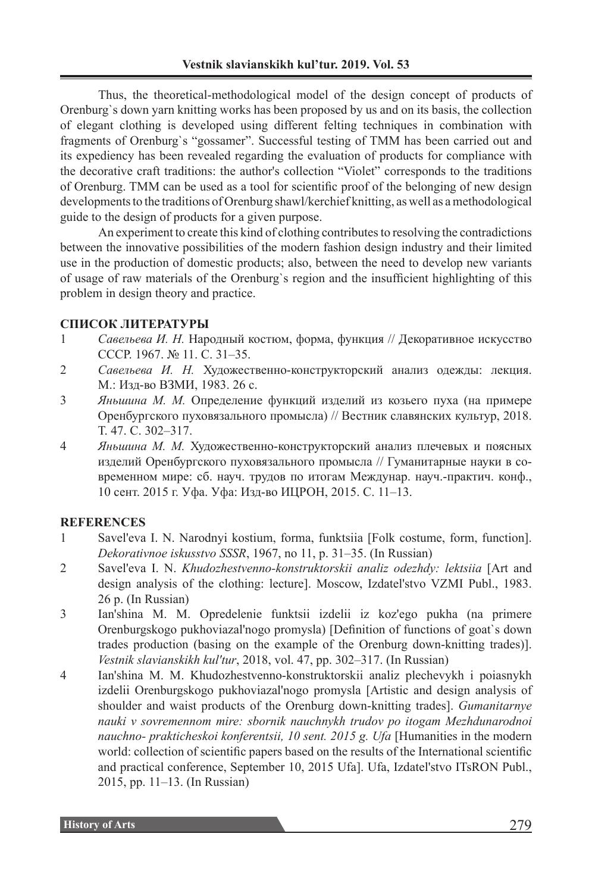Thus, the theoretical-methodological model of the design concept of products of Orenburg`s down yarn knitting works has been proposed by us and on its basis, the collection of elegant clothing is developed using different felting techniques in combination with fragments of Orenburg`s "gossamer". Successful testing of TMM has been carried out and its expediency has been revealed regarding the evaluation of products for compliance with the decorative craft traditions: the author's collection "Violet" corresponds to the traditions of Orenburg. TMM can be used as a tool for scientific proof of the belonging of new design developments to the traditions of Orenburg shawl/kerchief knitting, as well as a methodological guide to the design of products for a given purpose.

An experiment to create this kind of clothing contributes to resolving the contradictions between the innovative possibilities of the modern fashion design industry and their limited use in the production of domestic products; also, between the need to develop new variants of usage of raw materials of the Orenburg`s region and the insufficient highlighting of this problem in design theory and practice.

## СПИСОК ЛИТЕРАТУРЫ

1 *Савельева И. Н.* Народный костюм, форма, функция // Декоративное искусство СССР. 1967. № 11. С. 31–35.

2 *Савельева И. Н.* Художественно-конструкторский анализ одежды: лекция. М.: Изд-во ВЗМИ, 1983. 26 с.

3 *Яньшина М. М.* Определение функций изделий из козьего пуха (на примере Оренбургского пуховязального промысла) // Вестник славянских культур, 2018. Т. 47. С. 302–317.

4 *Яньшина М. М.* Художественно-конструкторский анализ плечевых и поясных изделий Оренбургского пуховязального промысла // Гуманитарные науки в современном мире: сб. науч. трудов по итогам Междунар. науч.-практич. конф., 10 сент. 2015 г. Уфа. Уфа: Изд-во ИЦРОН, 2015. С. 11–13.

## REFERENCES

1 Savel'eva I. N. Narodnyi kostium, forma, funktsiia [Folk costume, form, function]. *Dekorativnoe iskusstvo SSSR*, 1967, no 11, p. 31–35. (In Russian)

2 Savel'eva I. N. *Khudozhestvenno-konstruktorskii analiz odezhdy: lektsiia* [Art and design analysis of the clothing: lecture]. Moscow, Izdatel'stvo VZMI Publ., 1983. 26 p. (In Russian)

3 Ian'shina M. M. Opredelenie funktsii izdelii iz koz'ego pukha (na primere Orenburgskogo pukhoviazal'nogo promysla) [Definition of functions of goat`s down trades production (basing on the example of the Orenburg down-knitting trades)]. *Vestnik slavianskikh kul'tur*, 2018, vol. 47, pp. 302–317. (In Russian)

4 Ian'shina M. M. Khudozhestvenno-konstruktorskii analiz plechevykh i poiasnykh izdelii Orenburgskogo pukhoviazal'nogo promysla [Artistic and design analysis of shoulder and waist products of the Orenburg down-knitting trades]. *Gumanitarnye nauki v sovremennom mire: sbornik nauchnykh trudov po itogam Mezhdunarodnoi nauchno- prakticheskoi konferentsii, 10 sent. 2015 g. Ufa* [Humanities in the modern world: collection of scientific papers based on the results of the International scientific and practical conference, September 10, 2015 Ufa]. Ufa, Izdatel'stvo ITsRON Publ., 2015, pp. 11–13. (In Russian)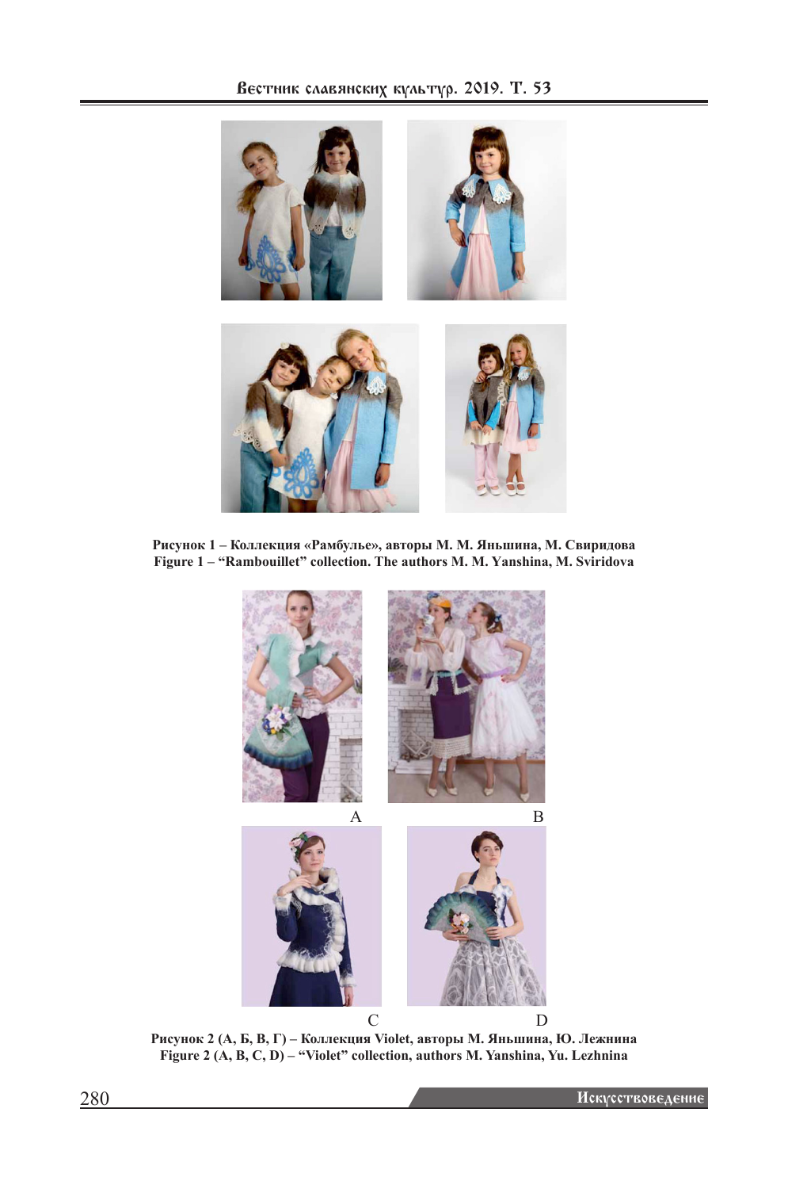Рисунок 1 – Коллекция «Рамбулье», авторы М. М. Яньшина, М. Свиридова
Figure 1 – "Rambouillet" collection. The authors M. M. Yanshina, M. Sviridova

A B

C D

Рисунок 2 (А, Б, В, Г) – Коллекция Violet, авторы М. Яньшина, Ю. Лежнина
Figure 2 (A, B, C, D) – "Violet" collection, authors M. Yanshina, Yu. Lezhnina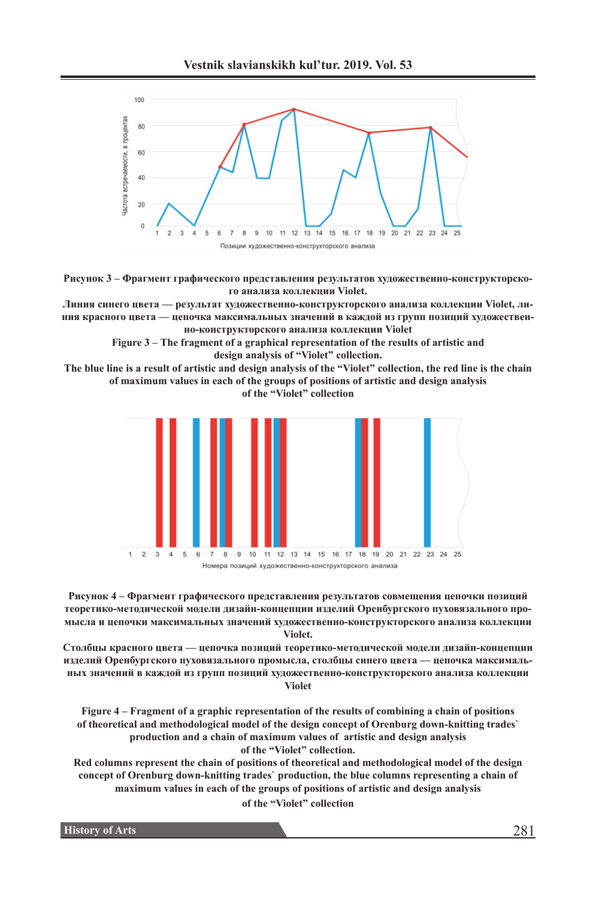**Рисунок 3 – Фрагмент графического представления результатов художественно-конструкторского анализа коллекции Violet.**

**Линия синего цвета — результат художественно-конструкторского анализа коллекции Violet, линия красного цвета — цепочка максимальных значений в каждой из групп позиций художественно-конструкторского анализа коллекции Violet**

**Figure 3 – The fragment of a graphical representation of the results of artistic and design analysis of "Violet" collection.**

**The blue line is a result of artistic and design analysis of the "Violet" collection, the red line is the chain of maximum values in each of the groups of positions of artistic and design analysis of the "Violet" collection**

**Рисунок 4 – Фрагмент графического представления результатов совмещения цепочки позиций теоретико-методической модели дизайн-концепции изделий Оренбургского пуховязального промысла и цепочки максимальных значений художественно-конструкторского анализа коллекции Violet.**

**Столбцы красного цвета — цепочка позиций теоретико-методической модели дизайн-концепции изделий Оренбургского пуховязального промысла, столбцы синего цвета — цепочка максимальных значений в каждой из групп позиций художественно-конструкторского анализа коллекции Violet**

**Figure 4 – Fragment of a graphic representation of the results of combining a chain of positions of theoretical and methodological model of the design concept of Orenburg down-knitting trades` production and a chain of maximum values of artistic and design analysis of the "Violet" collection.**

**Red columns represent the chain of positions of theoretical and methodological model of the design concept of Orenburg down-knitting trades` production, the blue columns representing a chain of maximum values in each of the groups of positions of artistic and design analysis of the "Violet" collection**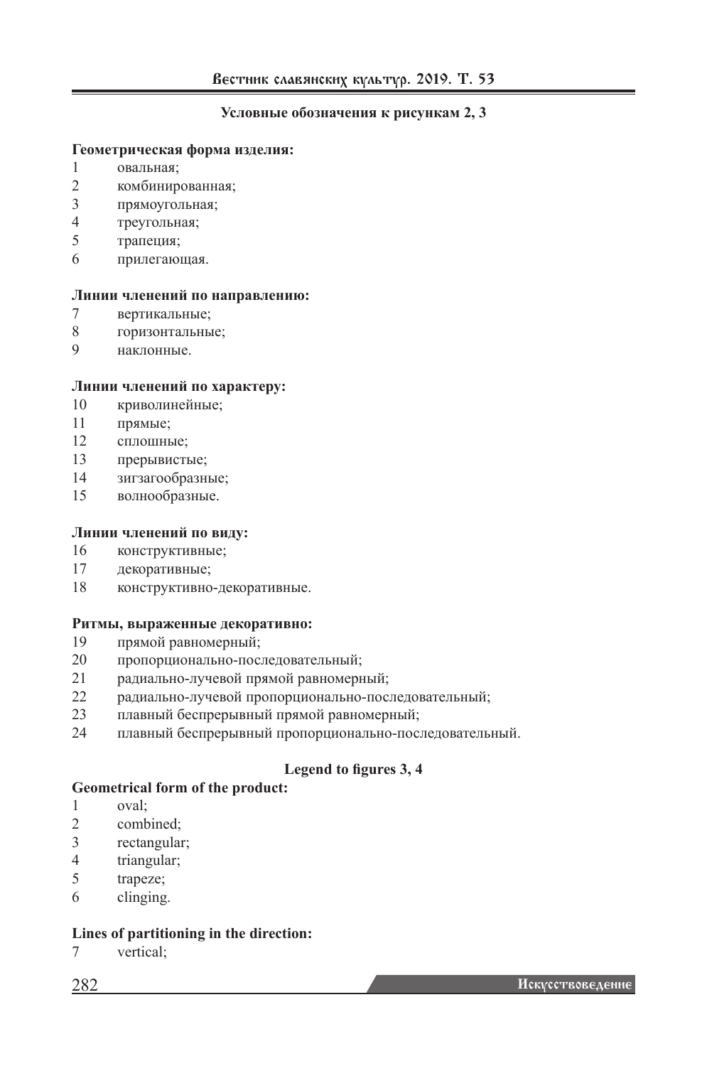**Условные обозначения к рисункам 2, 3**

**Геометрическая форма изделия:**

1 овальная;
2 комбинированная;
3 прямоугольная;
4 треугольная;
5 трапеция;
6 прилегающая.

**Линии членений по направлению:**

7 вертикальные;
8 горизонтальные;
9 наклонные.

**Линии членений по характеру:**

10 криволинейные;
11 прямые;
12 сплошные;
13 прерывистые;
14 зигзагообразные;
15 волнообразные.

**Линии членений по виду:**

16 конструктивные;
17 декоративные;
18 конструктивно-декоративные.

**Ритмы, выраженные декоративно:**

19 прямой равномерный;
20 пропорционально-последовательный;
21 радиально-лучевой прямой равномерный;
22 радиально-лучевой пропорционально-последовательный;
23 плавный беспрерывный прямой равномерный;
24 плавный беспрерывный пропорционально-последовательный.

**Legend to figures 3, 4**

**Geometrical form of the product:**

1 oval;
2 combined;
3 rectangular;
4 triangular;
5 trapeze;
6 clinging.

**Lines of partitioning in the direction:**

7 vertical;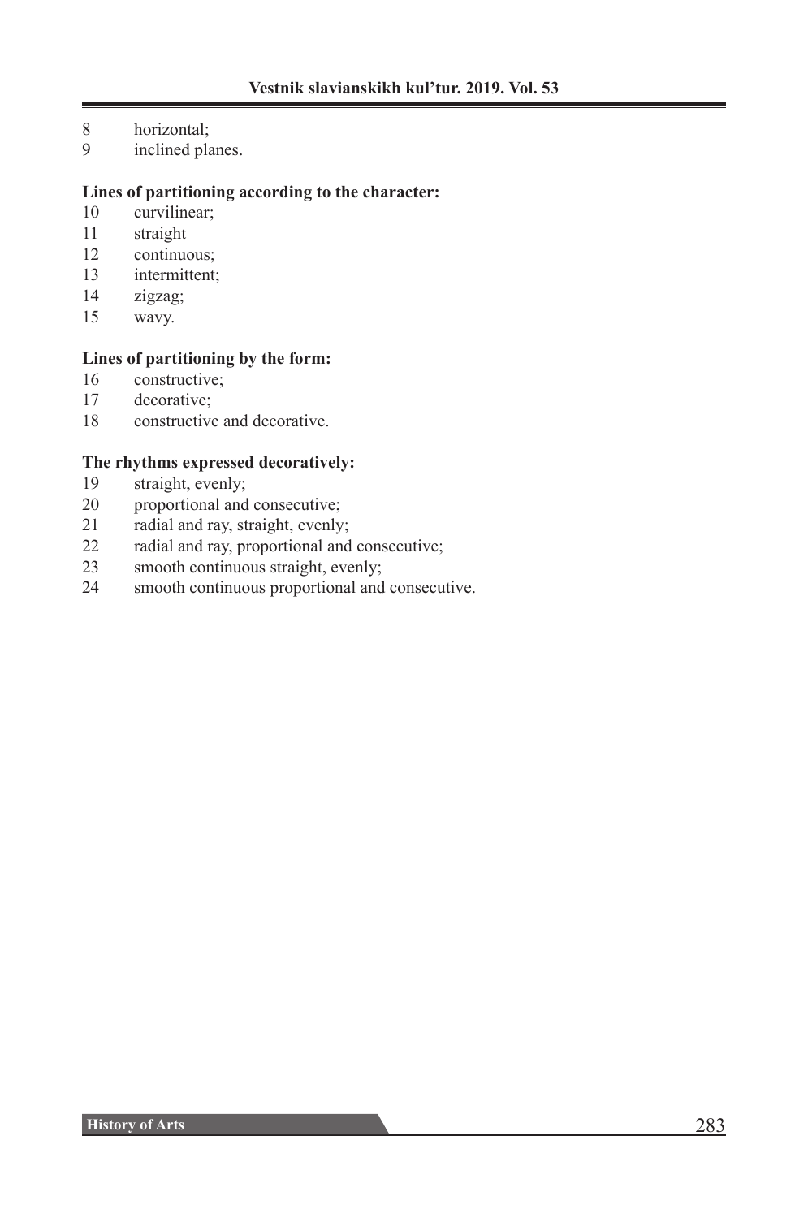8 horizontal;
9 inclined planes.

**Lines of partitioning according to the character:**
10 curvilinear;
11 straight
12 continuous;
13 intermittent;
14 zigzag;
15 wavy.

**Lines of partitioning by the form:**
16 constructive;
17 decorative;
18 constructive and decorative.

**The rhythms expressed decoratively:**
19 straight, evenly;
20 proportional and consecutive;
21 radial and ray, straight, evenly;
22 radial and ray, proportional and consecutive;
23 smooth continuous straight, evenly;
24 smooth continuous proportional and consecutive.